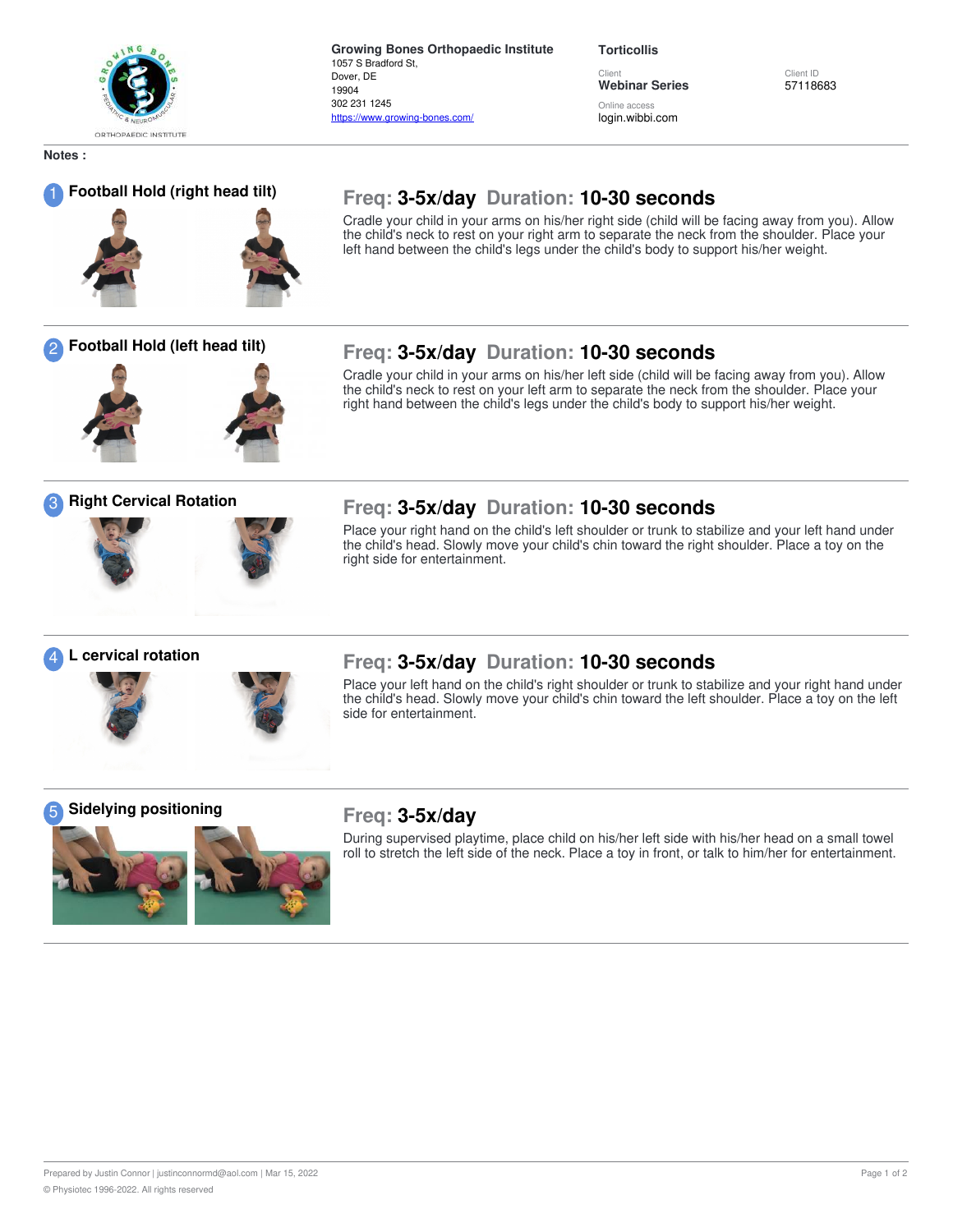**Growing Bones Orthopaedic Institute**
1057 S Bradford St,
Dover, DE
19904
302 231 1245
https://www.growing-bones.com/

**Torticollis**

Client
**Webinar Series**

Client ID
57118683

Online access
login.wibbi.com

**Notes :**

## 1 Football Hold (right head tilt)

**Freq: 3-5x/day Duration: 10-30 seconds**

Cradle your child in your arms on his/her right side (child will be facing away from you). Allow the child's neck to rest on your right arm to separate the neck from the shoulder. Place your left hand between the child's legs under the child's body to support his/her weight.

## 2 Football Hold (left head tilt)

**Freq: 3-5x/day Duration: 10-30 seconds**

Cradle your child in your arms on his/her left side (child will be facing away from you). Allow the child's neck to rest on your left arm to separate the neck from the shoulder. Place your right hand between the child's legs under the child's body to support his/her weight.

## 3 Right Cervical Rotation

**Freq: 3-5x/day Duration: 10-30 seconds**

Place your right hand on the child's left shoulder or trunk to stabilize and your left hand under the child's head. Slowly move your child's chin toward the right shoulder. Place a toy on the right side for entertainment.

## 4 L cervical rotation

**Freq: 3-5x/day Duration: 10-30 seconds**

Place your left hand on the child's right shoulder or trunk to stabilize and your right hand under the child's head. Slowly move your child's chin toward the left shoulder. Place a toy on the left side for entertainment.

## 5 Sidelying positioning

**Freq: 3-5x/day**

During supervised playtime, place child on his/her left side with his/her head on a small towel roll to stretch the left side of the neck. Place a toy in front, or talk to him/her for entertainment.

Prepared by Justin Connor | justinconnormd@aol.com | Mar 15, 2022

© Physiotec 1996-2022. All rights reserved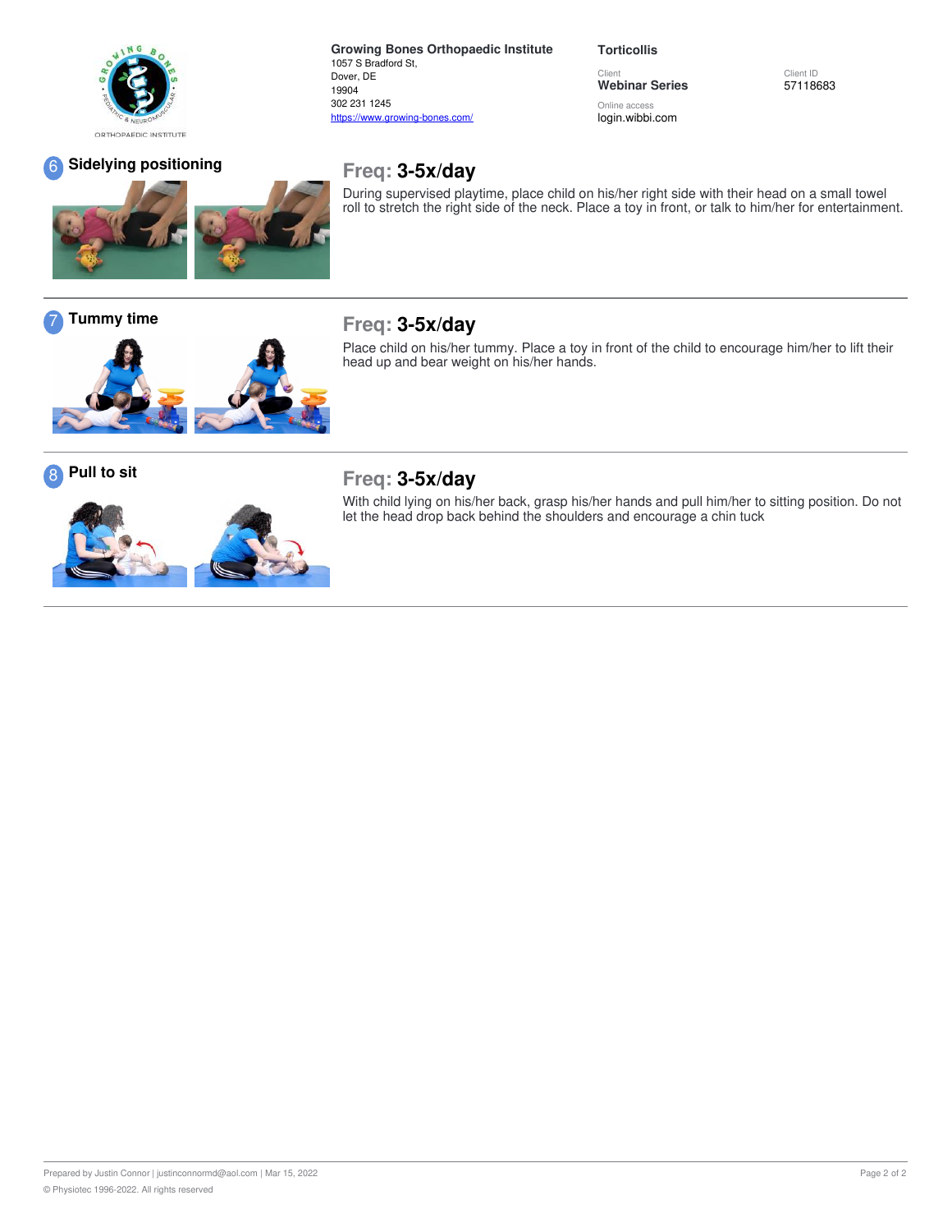Growing Bones Orthopaedic Institute
1057 S Bradford St,
Dover, DE
19904
302 231 1245
https://www.growing-bones.com/

**Torticollis**

Client
**Webinar Series**

Client ID
57118683

Online access
login.wibbi.com

## 6 Sidelying positioning

**Freq: 3-5x/day**

During supervised playtime, place child on his/her right side with their head on a small towel roll to stretch the right side of the neck. Place a toy in front, or talk to him/her for entertainment.

## 7 Tummy time

**Freq: 3-5x/day**

Place child on his/her tummy. Place a toy in front of the child to encourage him/her to lift their head up and bear weight on his/her hands.

## 8 Pull to sit

**Freq: 3-5x/day**

With child lying on his/her back, grasp his/her hands and pull him/her to sitting position. Do not let the head drop back behind the shoulders and encourage a chin tuck

Prepared by Justin Connor | justinconnormd@aol.com | Mar 15, 2022

© Physiotec 1996-2022. All rights reserved